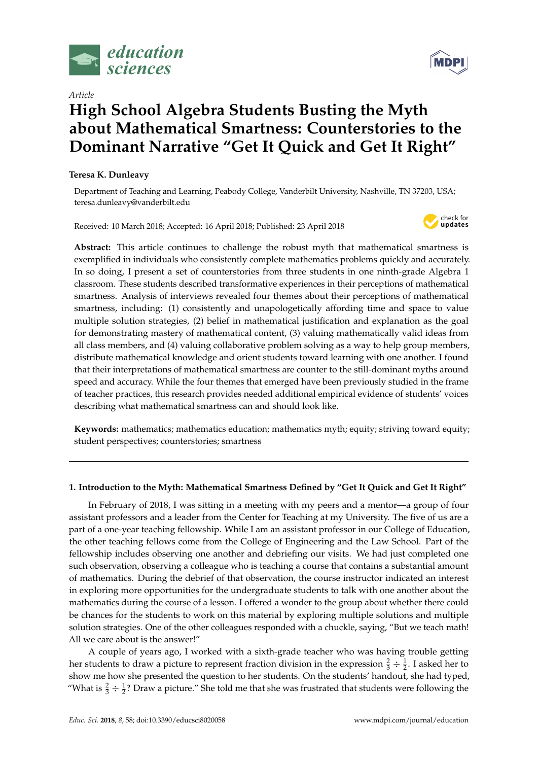*Article*

# High School Algebra Students Busting the Myth about Mathematical Smartness: Counterstories to the Dominant Narrative "Get It Quick and Get It Right"

**Teresa K. Dunleavy**

Department of Teaching and Learning, Peabody College, Vanderbilt University, Nashville, TN 37203, USA; teresa.dunleavy@vanderbilt.edu

Received: 10 March 2018; Accepted: 16 April 2018; Published: 23 April 2018

**Abstract:** This article continues to challenge the robust myth that mathematical smartness is exemplified in individuals who consistently complete mathematics problems quickly and accurately. In so doing, I present a set of counterstories from three students in one ninth-grade Algebra 1 classroom. These students described transformative experiences in their perceptions of mathematical smartness. Analysis of interviews revealed four themes about their perceptions of mathematical smartness, including: (1) consistently and unapologetically affording time and space to value multiple solution strategies, (2) belief in mathematical justification and explanation as the goal for demonstrating mastery of mathematical content, (3) valuing mathematically valid ideas from all class members, and (4) valuing collaborative problem solving as a way to help group members, distribute mathematical knowledge and orient students toward learning with one another. I found that their interpretations of mathematical smartness are counter to the still-dominant myths around speed and accuracy. While the four themes that emerged have been previously studied in the frame of teacher practices, this research provides needed additional empirical evidence of students' voices describing what mathematical smartness can and should look like.

**Keywords:** mathematics; mathematics education; mathematics myth; equity; striving toward equity; student perspectives; counterstories; smartness

## 1. Introduction to the Myth: Mathematical Smartness Defined by "Get It Quick and Get It Right"

In February of 2018, I was sitting in a meeting with my peers and a mentor—a group of four assistant professors and a leader from the Center for Teaching at my University. The five of us are a part of a one-year teaching fellowship. While I am an assistant professor in our College of Education, the other teaching fellows come from the College of Engineering and the Law School. Part of the fellowship includes observing one another and debriefing our visits. We had just completed one such observation, observing a colleague who is teaching a course that contains a substantial amount of mathematics. During the debrief of that observation, the course instructor indicated an interest in exploring more opportunities for the undergraduate students to talk with one another about the mathematics during the course of a lesson. I offered a wonder to the group about whether there could be chances for the students to work on this material by exploring multiple solutions and multiple solution strategies. One of the other colleagues responded with a chuckle, saying, "But we teach math! All we care about is the answer!"

A couple of years ago, I worked with a sixth-grade teacher who was having trouble getting her students to draw a picture to represent fraction division in the expression $\frac{2}{3} \div \frac{1}{2}$. I asked her to show me how she presented the question to her students. On the students' handout, she had typed, "What is $\frac{2}{3} \div \frac{1}{2}$? Draw a picture." She told me that she was frustrated that students were following the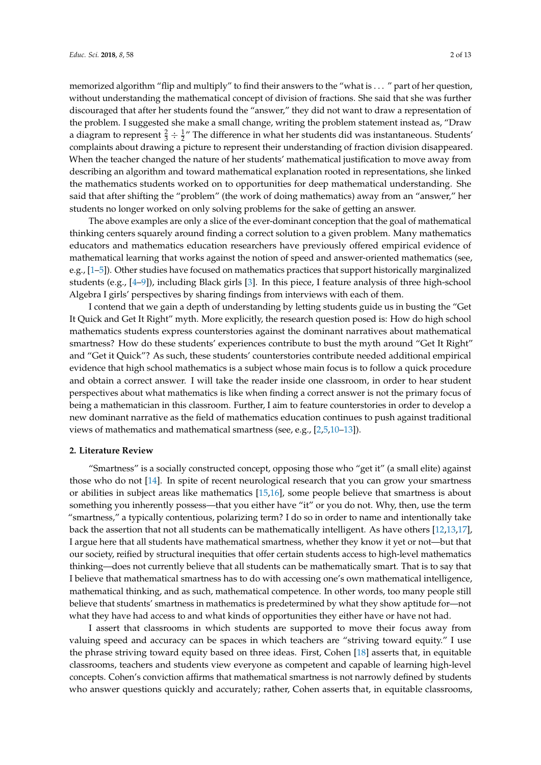memorized algorithm "flip and multiply" to find their answers to the "what is . . . " part of her question, without understanding the mathematical concept of division of fractions. She said that she was further discouraged that after her students found the "answer," they did not want to draw a representation of the problem. I suggested she make a small change, writing the problem statement instead as, "Draw a diagram to represent $\frac{2}{3} \div \frac{1}{2}$" The difference in what her students did was instantaneous. Students' complaints about drawing a picture to represent their understanding of fraction division disappeared. When the teacher changed the nature of her students' mathematical justification to move away from describing an algorithm and toward mathematical explanation rooted in representations, she linked the mathematics students worked on to opportunities for deep mathematical understanding. She said that after shifting the "problem" (the work of doing mathematics) away from an "answer," her students no longer worked on only solving problems for the sake of getting an answer.

The above examples are only a slice of the ever-dominant conception that the goal of mathematical thinking centers squarely around finding a correct solution to a given problem. Many mathematics educators and mathematics education researchers have previously offered empirical evidence of mathematical learning that works against the notion of speed and answer-oriented mathematics (see, e.g., [1–5]). Other studies have focused on mathematics practices that support historically marginalized students (e.g., [4–9]), including Black girls [3]. In this piece, I feature analysis of three high-school Algebra I girls' perspectives by sharing findings from interviews with each of them.

I contend that we gain a depth of understanding by letting students guide us in busting the "Get It Quick and Get It Right" myth. More explicitly, the research question posed is: How do high school mathematics students express counterstories against the dominant narratives about mathematical smartness? How do these students' experiences contribute to bust the myth around "Get It Right" and "Get it Quick"? As such, these students' counterstories contribute needed additional empirical evidence that high school mathematics is a subject whose main focus is to follow a quick procedure and obtain a correct answer. I will take the reader inside one classroom, in order to hear student perspectives about what mathematics is like when finding a correct answer is not the primary focus of being a mathematician in this classroom. Further, I aim to feature counterstories in order to develop a new dominant narrative as the field of mathematics education continues to push against traditional views of mathematics and mathematical smartness (see, e.g., [2,5,10–13]).

## 2. Literature Review

"Smartness" is a socially constructed concept, opposing those who "get it" (a small elite) against those who do not [14]. In spite of recent neurological research that you can grow your smartness or abilities in subject areas like mathematics [15,16], some people believe that smartness is about something you inherently possess—that you either have "it" or you do not. Why, then, use the term "smartness," a typically contentious, polarizing term? I do so in order to name and intentionally take back the assertion that not all students can be mathematically intelligent. As have others [12,13,17], I argue here that all students have mathematical smartness, whether they know it yet or not—but that our society, reified by structural inequities that offer certain students access to high-level mathematics thinking—does not currently believe that all students can be mathematically smart. That is to say that I believe that mathematical smartness has to do with accessing one's own mathematical intelligence, mathematical thinking, and as such, mathematical competence. In other words, too many people still believe that students' smartness in mathematics is predetermined by what they show aptitude for—not what they have had access to and what kinds of opportunities they either have or have not had.

I assert that classrooms in which students are supported to move their focus away from valuing speed and accuracy can be spaces in which teachers are "striving toward equity." I use the phrase striving toward equity based on three ideas. First, Cohen [18] asserts that, in equitable classrooms, teachers and students view everyone as competent and capable of learning high-level concepts. Cohen's conviction affirms that mathematical smartness is not narrowly defined by students who answer questions quickly and accurately; rather, Cohen asserts that, in equitable classrooms,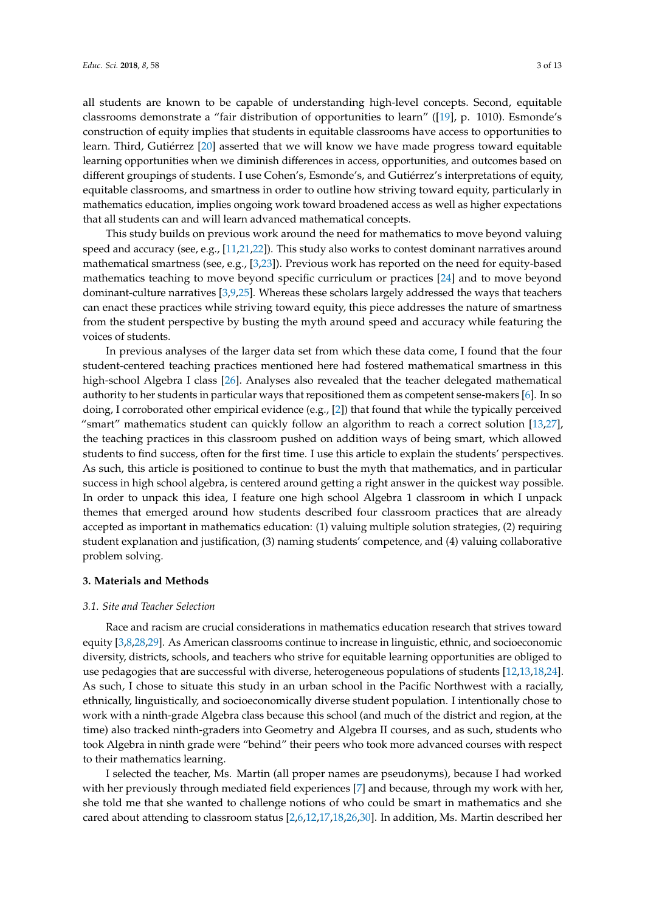all students are known to be capable of understanding high-level concepts. Second, equitable classrooms demonstrate a "fair distribution of opportunities to learn" ([19], p. 1010). Esmonde's construction of equity implies that students in equitable classrooms have access to opportunities to learn. Third, Gutiérrez [20] asserted that we will know we have made progress toward equitable learning opportunities when we diminish differences in access, opportunities, and outcomes based on different groupings of students. I use Cohen's, Esmonde's, and Gutiérrez's interpretations of equity, equitable classrooms, and smartness in order to outline how striving toward equity, particularly in mathematics education, implies ongoing work toward broadened access as well as higher expectations that all students can and will learn advanced mathematical concepts.

This study builds on previous work around the need for mathematics to move beyond valuing speed and accuracy (see, e.g., [11,21,22]). This study also works to contest dominant narratives around mathematical smartness (see, e.g., [3,23]). Previous work has reported on the need for equity-based mathematics teaching to move beyond specific curriculum or practices [24] and to move beyond dominant-culture narratives [3,9,25]. Whereas these scholars largely addressed the ways that teachers can enact these practices while striving toward equity, this piece addresses the nature of smartness from the student perspective by busting the myth around speed and accuracy while featuring the voices of students.

In previous analyses of the larger data set from which these data come, I found that the four student-centered teaching practices mentioned here had fostered mathematical smartness in this high-school Algebra I class [26]. Analyses also revealed that the teacher delegated mathematical authority to her students in particular ways that repositioned them as competent sense-makers [6]. In so doing, I corroborated other empirical evidence (e.g., [2]) that found that while the typically perceived "smart" mathematics student can quickly follow an algorithm to reach a correct solution [13,27], the teaching practices in this classroom pushed on addition ways of being smart, which allowed students to find success, often for the first time. I use this article to explain the students' perspectives. As such, this article is positioned to continue to bust the myth that mathematics, and in particular success in high school algebra, is centered around getting a right answer in the quickest way possible. In order to unpack this idea, I feature one high school Algebra 1 classroom in which I unpack themes that emerged around how students described four classroom practices that are already accepted as important in mathematics education: (1) valuing multiple solution strategies, (2) requiring student explanation and justification, (3) naming students' competence, and (4) valuing collaborative problem solving.

## 3. Materials and Methods

### 3.1. Site and Teacher Selection

Race and racism are crucial considerations in mathematics education research that strives toward equity [3,8,28,29]. As American classrooms continue to increase in linguistic, ethnic, and socioeconomic diversity, districts, schools, and teachers who strive for equitable learning opportunities are obliged to use pedagogies that are successful with diverse, heterogeneous populations of students [12,13,18,24]. As such, I chose to situate this study in an urban school in the Pacific Northwest with a racially, ethnically, linguistically, and socioeconomically diverse student population. I intentionally chose to work with a ninth-grade Algebra class because this school (and much of the district and region, at the time) also tracked ninth-graders into Geometry and Algebra II courses, and as such, students who took Algebra in ninth grade were "behind" their peers who took more advanced courses with respect to their mathematics learning.

I selected the teacher, Ms. Martin (all proper names are pseudonyms), because I had worked with her previously through mediated field experiences [7] and because, through my work with her, she told me that she wanted to challenge notions of who could be smart in mathematics and she cared about attending to classroom status [2,6,12,17,18,26,30]. In addition, Ms. Martin described her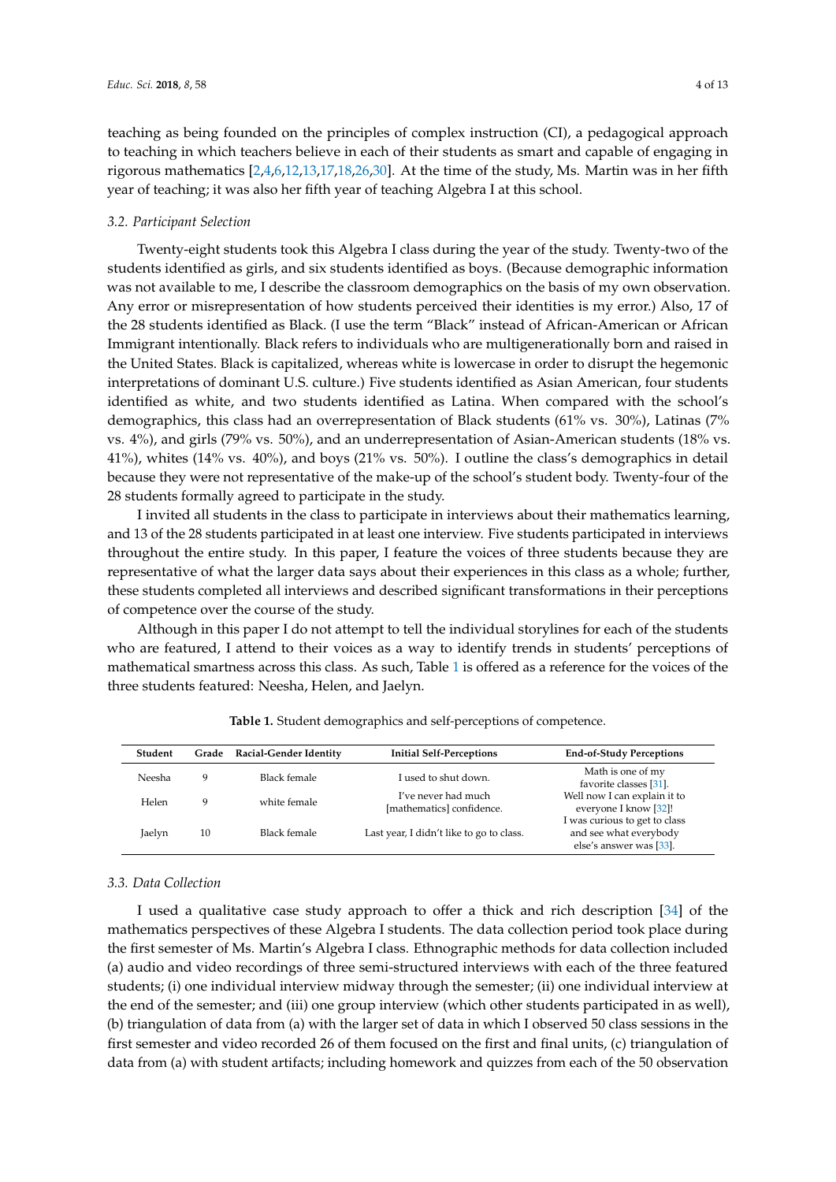teaching as being founded on the principles of complex instruction (CI), a pedagogical approach to teaching in which teachers believe in each of their students as smart and capable of engaging in rigorous mathematics [2,4,6,12,13,17,18,26,30]. At the time of the study, Ms. Martin was in her fifth year of teaching; it was also her fifth year of teaching Algebra I at this school.

### *3.2. Participant Selection*

Twenty-eight students took this Algebra I class during the year of the study. Twenty-two of the students identified as girls, and six students identified as boys. (Because demographic information was not available to me, I describe the classroom demographics on the basis of my own observation. Any error or misrepresentation of how students perceived their identities is my error.) Also, 17 of the 28 students identified as Black. (I use the term "Black" instead of African-American or African Immigrant intentionally. Black refers to individuals who are multigenerationally born and raised in the United States. Black is capitalized, whereas white is lowercase in order to disrupt the hegemonic interpretations of dominant U.S. culture.) Five students identified as Asian American, four students identified as white, and two students identified as Latina. When compared with the school's demographics, this class had an overrepresentation of Black students (61% vs. 30%), Latinas (7% vs. 4%), and girls (79% vs. 50%), and an underrepresentation of Asian-American students (18% vs. 41%), whites (14% vs. 40%), and boys (21% vs. 50%). I outline the class's demographics in detail because they were not representative of the make-up of the school's student body. Twenty-four of the 28 students formally agreed to participate in the study.

I invited all students in the class to participate in interviews about their mathematics learning, and 13 of the 28 students participated in at least one interview. Five students participated in interviews throughout the entire study. In this paper, I feature the voices of three students because they are representative of what the larger data says about their experiences in this class as a whole; further, these students completed all interviews and described significant transformations in their perceptions of competence over the course of the study.

Although in this paper I do not attempt to tell the individual storylines for each of the students who are featured, I attend to their voices as a way to identify trends in students' perceptions of mathematical smartness across this class. As such, Table 1 is offered as a reference for the voices of the three students featured: Neesha, Helen, and Jaelyn.

**Table 1.** Student demographics and self-perceptions of competence.

| Student | Grade | Racial-Gender Identity | Initial Self-Perceptions | End-of-Study Perceptions |
|---|---|---|---|---|
| Neesha | 9 | Black female | I used to shut down. | Math is one of my favorite classes [31]. |
| Helen | 9 | white female | I've never had much [mathematics] confidence. | Well now I can explain it to everyone I know [32]! |
| Jaelyn | 10 | Black female | Last year, I didn't like to go to class. | I was curious to get to class and see what everybody else's answer was [33]. |

### *3.3. Data Collection*

I used a qualitative case study approach to offer a thick and rich description [34] of the mathematics perspectives of these Algebra I students. The data collection period took place during the first semester of Ms. Martin's Algebra I class. Ethnographic methods for data collection included (a) audio and video recordings of three semi-structured interviews with each of the three featured students; (i) one individual interview midway through the semester; (ii) one individual interview at the end of the semester; and (iii) one group interview (which other students participated in as well), (b) triangulation of data from (a) with the larger set of data in which I observed 50 class sessions in the first semester and video recorded 26 of them focused on the first and final units, (c) triangulation of data from (a) with student artifacts; including homework and quizzes from each of the 50 observation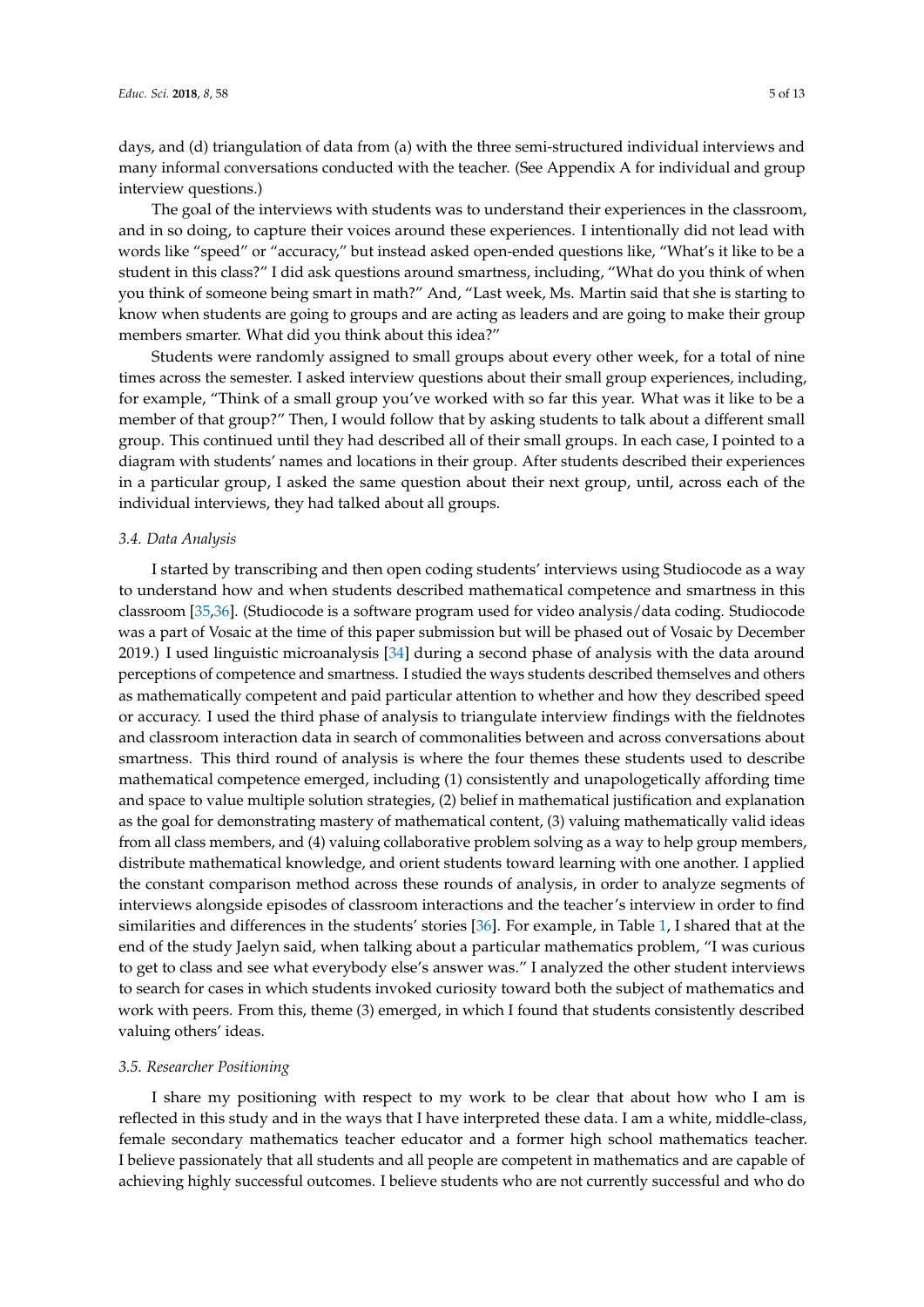days, and (d) triangulation of data from (a) with the three semi-structured individual interviews and many informal conversations conducted with the teacher. (See Appendix A for individual and group interview questions.)

The goal of the interviews with students was to understand their experiences in the classroom, and in so doing, to capture their voices around these experiences. I intentionally did not lead with words like "speed" or "accuracy," but instead asked open-ended questions like, "What's it like to be a student in this class?" I did ask questions around smartness, including, "What do you think of when you think of someone being smart in math?" And, "Last week, Ms. Martin said that she is starting to know when students are going to groups and are acting as leaders and are going to make their group members smarter. What did you think about this idea?"

Students were randomly assigned to small groups about every other week, for a total of nine times across the semester. I asked interview questions about their small group experiences, including, for example, "Think of a small group you've worked with so far this year. What was it like to be a member of that group?" Then, I would follow that by asking students to talk about a different small group. This continued until they had described all of their small groups. In each case, I pointed to a diagram with students' names and locations in their group. After students described their experiences in a particular group, I asked the same question about their next group, until, across each of the individual interviews, they had talked about all groups.

### 3.4. Data Analysis

I started by transcribing and then open coding students' interviews using Studiocode as a way to understand how and when students described mathematical competence and smartness in this classroom [35,36]. (Studiocode is a software program used for video analysis/data coding. Studiocode was a part of Vosaic at the time of this paper submission but will be phased out of Vosaic by December 2019.) I used linguistic microanalysis [34] during a second phase of analysis with the data around perceptions of competence and smartness. I studied the ways students described themselves and others as mathematically competent and paid particular attention to whether and how they described speed or accuracy. I used the third phase of analysis to triangulate interview findings with the fieldnotes and classroom interaction data in search of commonalities between and across conversations about smartness. This third round of analysis is where the four themes these students used to describe mathematical competence emerged, including (1) consistently and unapologetically affording time and space to value multiple solution strategies, (2) belief in mathematical justification and explanation as the goal for demonstrating mastery of mathematical content, (3) valuing mathematically valid ideas from all class members, and (4) valuing collaborative problem solving as a way to help group members, distribute mathematical knowledge, and orient students toward learning with one another. I applied the constant comparison method across these rounds of analysis, in order to analyze segments of interviews alongside episodes of classroom interactions and the teacher's interview in order to find similarities and differences in the students' stories [36]. For example, in Table 1, I shared that at the end of the study Jaelyn said, when talking about a particular mathematics problem, "I was curious to get to class and see what everybody else's answer was." I analyzed the other student interviews to search for cases in which students invoked curiosity toward both the subject of mathematics and work with peers. From this, theme (3) emerged, in which I found that students consistently described valuing others' ideas.

### 3.5. Researcher Positioning

I share my positioning with respect to my work to be clear that about how who I am is reflected in this study and in the ways that I have interpreted these data. I am a white, middle-class, female secondary mathematics teacher educator and a former high school mathematics teacher. I believe passionately that all students and all people are competent in mathematics and are capable of achieving highly successful outcomes. I believe students who are not currently successful and who do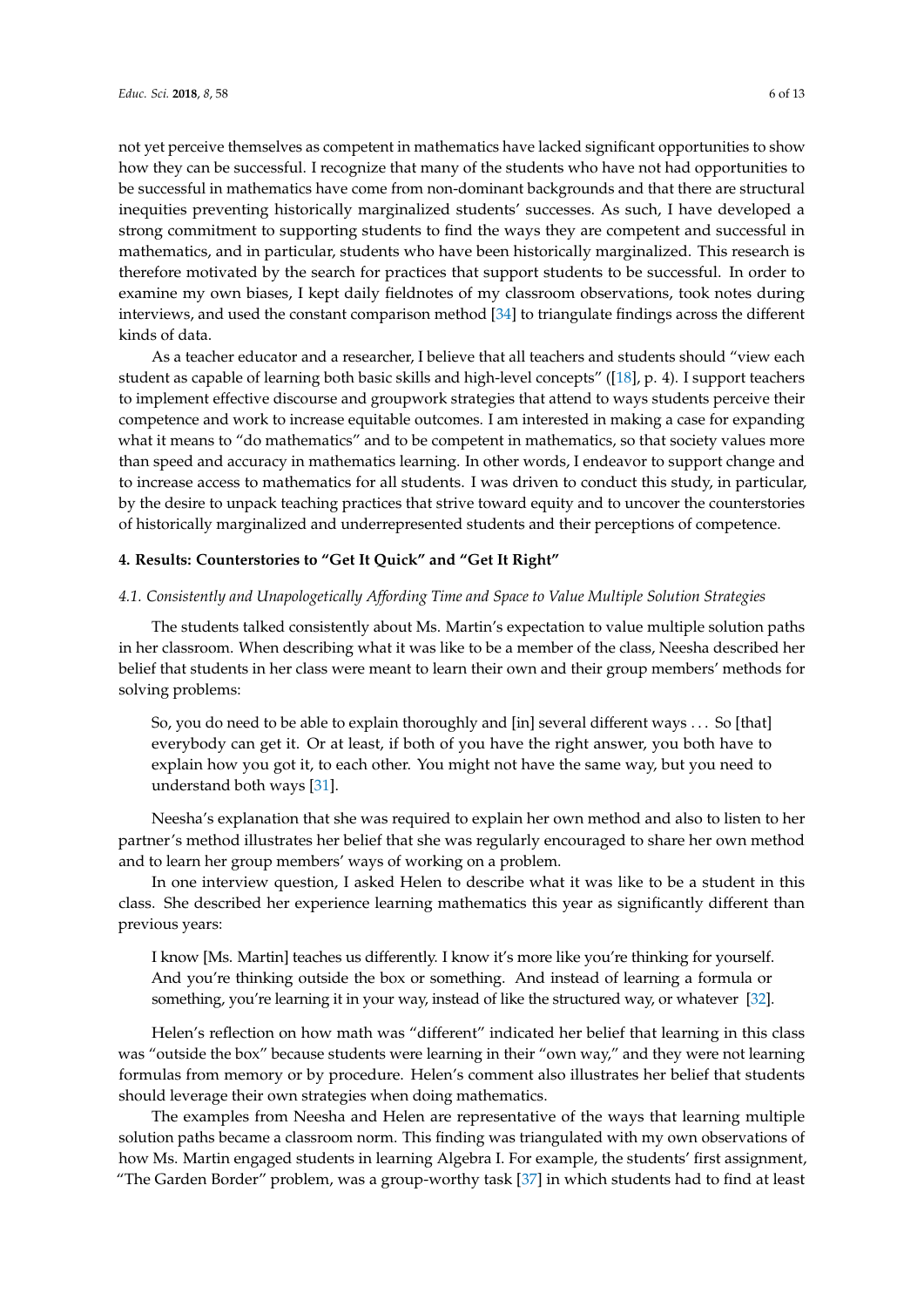not yet perceive themselves as competent in mathematics have lacked significant opportunities to show how they can be successful. I recognize that many of the students who have not had opportunities to be successful in mathematics have come from non-dominant backgrounds and that there are structural inequities preventing historically marginalized students' successes. As such, I have developed a strong commitment to supporting students to find the ways they are competent and successful in mathematics, and in particular, students who have been historically marginalized. This research is therefore motivated by the search for practices that support students to be successful. In order to examine my own biases, I kept daily fieldnotes of my classroom observations, took notes during interviews, and used the constant comparison method [34] to triangulate findings across the different kinds of data.

As a teacher educator and a researcher, I believe that all teachers and students should "view each student as capable of learning both basic skills and high-level concepts" ([18], p. 4). I support teachers to implement effective discourse and groupwork strategies that attend to ways students perceive their competence and work to increase equitable outcomes. I am interested in making a case for expanding what it means to "do mathematics" and to be competent in mathematics, so that society values more than speed and accuracy in mathematics learning. In other words, I endeavor to support change and to increase access to mathematics for all students. I was driven to conduct this study, in particular, by the desire to unpack teaching practices that strive toward equity and to uncover the counterstories of historically marginalized and underrepresented students and their perceptions of competence.

## 4. Results: Counterstories to "Get It Quick" and "Get It Right"

### *4.1. Consistently and Unapologetically Affording Time and Space to Value Multiple Solution Strategies*

The students talked consistently about Ms. Martin's expectation to value multiple solution paths in her classroom. When describing what it was like to be a member of the class, Neesha described her belief that students in her class were meant to learn their own and their group members' methods for solving problems:

> So, you do need to be able to explain thoroughly and [in] several different ways ... So [that] everybody can get it. Or at least, if both of you have the right answer, you both have to explain how you got it, to each other. You might not have the same way, but you need to understand both ways [31].

Neesha's explanation that she was required to explain her own method and also to listen to her partner's method illustrates her belief that she was regularly encouraged to share her own method and to learn her group members' ways of working on a problem.

In one interview question, I asked Helen to describe what it was like to be a student in this class. She described her experience learning mathematics this year as significantly different than previous years:

> I know [Ms. Martin] teaches us differently. I know it's more like you're thinking for yourself. And you're thinking outside the box or something. And instead of learning a formula or something, you're learning it in your way, instead of like the structured way, or whatever [32].

Helen's reflection on how math was "different" indicated her belief that learning in this class was "outside the box" because students were learning in their "own way," and they were not learning formulas from memory or by procedure. Helen's comment also illustrates her belief that students should leverage their own strategies when doing mathematics.

The examples from Neesha and Helen are representative of the ways that learning multiple solution paths became a classroom norm. This finding was triangulated with my own observations of how Ms. Martin engaged students in learning Algebra I. For example, the students' first assignment, "The Garden Border" problem, was a group-worthy task [37] in which students had to find at least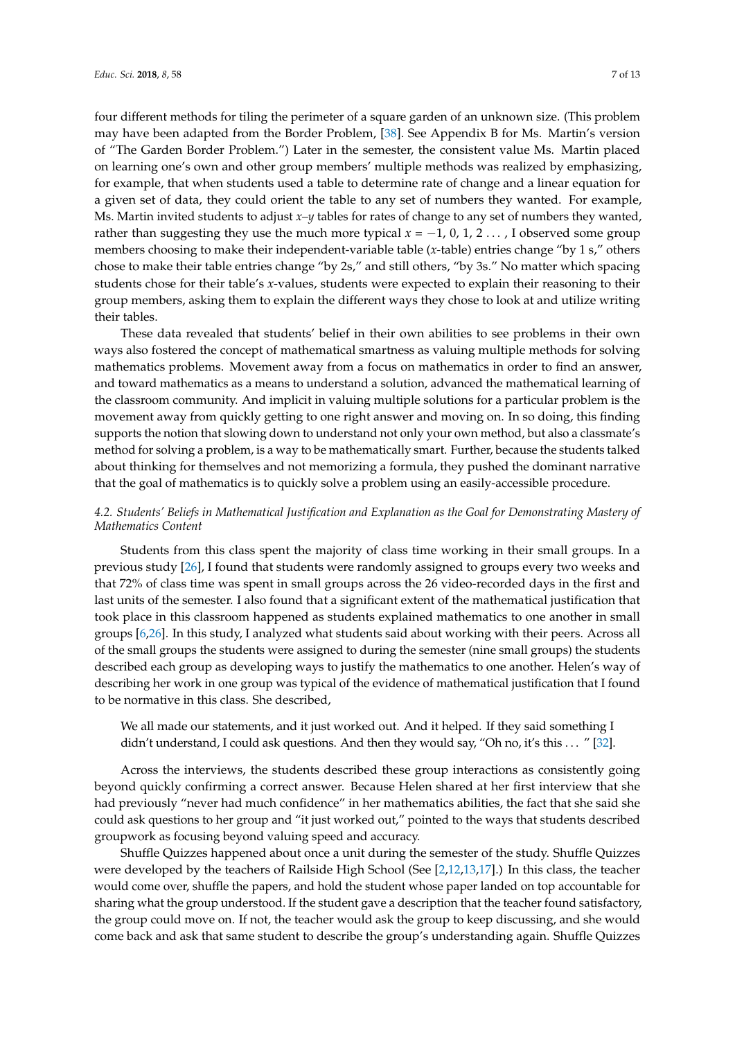four different methods for tiling the perimeter of a square garden of an unknown size. (This problem may have been adapted from the Border Problem, [38]. See Appendix B for Ms. Martin's version of "The Garden Border Problem.") Later in the semester, the consistent value Ms. Martin placed on learning one's own and other group members' multiple methods was realized by emphasizing, for example, that when students used a table to determine rate of change and a linear equation for a given set of data, they could orient the table to any set of numbers they wanted. For example, Ms. Martin invited students to adjust $x$–$y$ tables for rates of change to any set of numbers they wanted, rather than suggesting they use the much more typical $x = -1, 0, 1, 2 \ldots$, I observed some group members choosing to make their independent-variable table ($x$-table) entries change "by 1 s," others chose to make their table entries change "by 2s," and still others, "by 3s." No matter which spacing students chose for their table's $x$-values, students were expected to explain their reasoning to their group members, asking them to explain the different ways they chose to look at and utilize writing their tables.

These data revealed that students' belief in their own abilities to see problems in their own ways also fostered the concept of mathematical smartness as valuing multiple methods for solving mathematics problems. Movement away from a focus on mathematics in order to find an answer, and toward mathematics as a means to understand a solution, advanced the mathematical learning of the classroom community. And implicit in valuing multiple solutions for a particular problem is the movement away from quickly getting to one right answer and moving on. In so doing, this finding supports the notion that slowing down to understand not only your own method, but also a classmate's method for solving a problem, is a way to be mathematically smart. Further, because the students talked about thinking for themselves and not memorizing a formula, they pushed the dominant narrative that the goal of mathematics is to quickly solve a problem using an easily-accessible procedure.

### *4.2. Students' Beliefs in Mathematical Justification and Explanation as the Goal for Demonstrating Mastery of Mathematics Content*

Students from this class spent the majority of class time working in their small groups. In a previous study [26], I found that students were randomly assigned to groups every two weeks and that 72% of class time was spent in small groups across the 26 video-recorded days in the first and last units of the semester. I also found that a significant extent of the mathematical justification that took place in this classroom happened as students explained mathematics to one another in small groups [6,26]. In this study, I analyzed what students said about working with their peers. Across all of the small groups the students were assigned to during the semester (nine small groups) the students described each group as developing ways to justify the mathematics to one another. Helen's way of describing her work in one group was typical of the evidence of mathematical justification that I found to be normative in this class. She described,

> We all made our statements, and it just worked out. And it helped. If they said something I didn't understand, I could ask questions. And then they would say, "Oh no, it's this . . . " [32].

Across the interviews, the students described these group interactions as consistently going beyond quickly confirming a correct answer. Because Helen shared at her first interview that she had previously "never had much confidence" in her mathematics abilities, the fact that she said she could ask questions to her group and "it just worked out," pointed to the ways that students described groupwork as focusing beyond valuing speed and accuracy.

Shuffle Quizzes happened about once a unit during the semester of the study. Shuffle Quizzes were developed by the teachers of Railside High School (See [2,12,13,17].) In this class, the teacher would come over, shuffle the papers, and hold the student whose paper landed on top accountable for sharing what the group understood. If the student gave a description that the teacher found satisfactory, the group could move on. If not, the teacher would ask the group to keep discussing, and she would come back and ask that same student to describe the group's understanding again. Shuffle Quizzes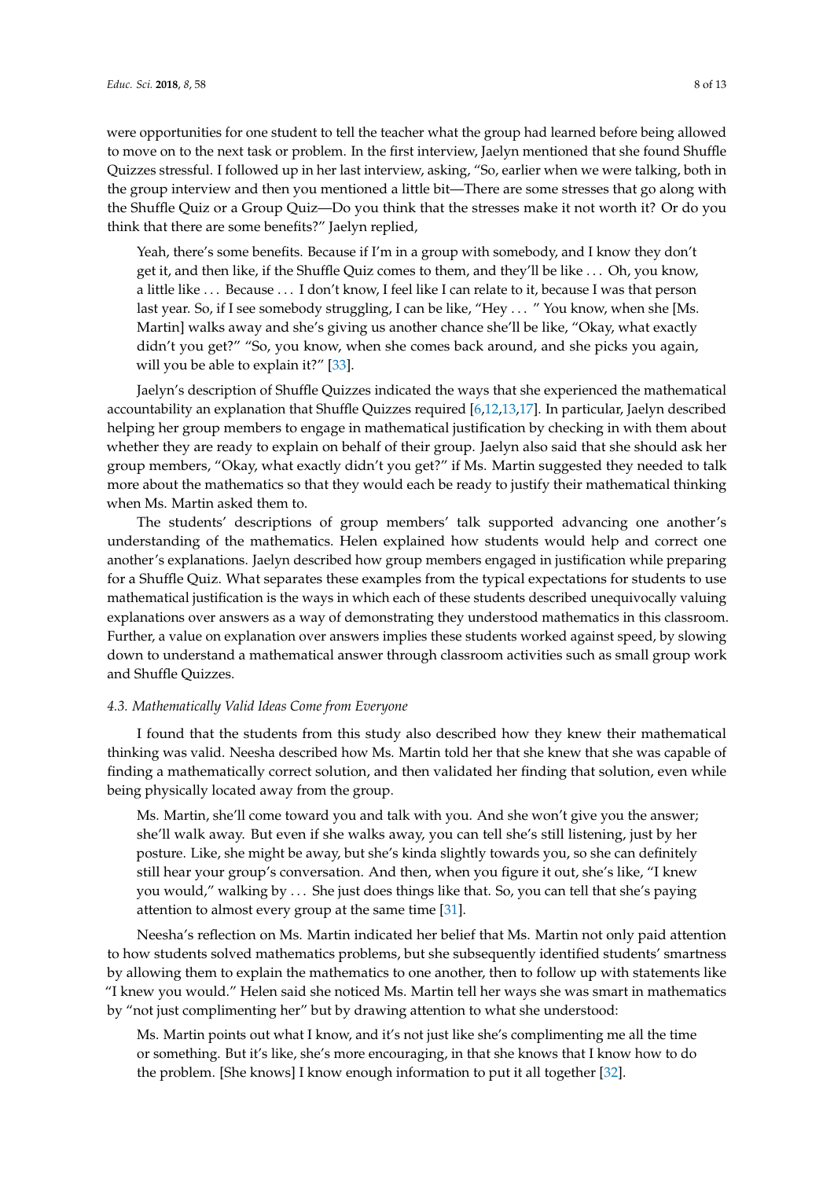were opportunities for one student to tell the teacher what the group had learned before being allowed to move on to the next task or problem. In the first interview, Jaelyn mentioned that she found Shuffle Quizzes stressful. I followed up in her last interview, asking, "So, earlier when we were talking, both in the group interview and then you mentioned a little bit—There are some stresses that go along with the Shuffle Quiz or a Group Quiz—Do you think that the stresses make it not worth it? Or do you think that there are some benefits?" Jaelyn replied,

> Yeah, there's some benefits. Because if I'm in a group with somebody, and I know they don't get it, and then like, if the Shuffle Quiz comes to them, and they'll be like . . . Oh, you know, a little like . . . Because . . . I don't know, I feel like I can relate to it, because I was that person last year. So, if I see somebody struggling, I can be like, "Hey . . . " You know, when she [Ms. Martin] walks away and she's giving us another chance she'll be like, "Okay, what exactly didn't you get?" "So, you know, when she comes back around, and she picks you again, will you be able to explain it?" [33].

Jaelyn's description of Shuffle Quizzes indicated the ways that she experienced the mathematical accountability an explanation that Shuffle Quizzes required [6,12,13,17]. In particular, Jaelyn described helping her group members to engage in mathematical justification by checking in with them about whether they are ready to explain on behalf of their group. Jaelyn also said that she should ask her group members, "Okay, what exactly didn't you get?" if Ms. Martin suggested they needed to talk more about the mathematics so that they would each be ready to justify their mathematical thinking when Ms. Martin asked them to.

The students' descriptions of group members' talk supported advancing one another's understanding of the mathematics. Helen explained how students would help and correct one another's explanations. Jaelyn described how group members engaged in justification while preparing for a Shuffle Quiz. What separates these examples from the typical expectations for students to use mathematical justification is the ways in which each of these students described unequivocally valuing explanations over answers as a way of demonstrating they understood mathematics in this classroom. Further, a value on explanation over answers implies these students worked against speed, by slowing down to understand a mathematical answer through classroom activities such as small group work and Shuffle Quizzes.

### *4.3. Mathematically Valid Ideas Come from Everyone*

I found that the students from this study also described how they knew their mathematical thinking was valid. Neesha described how Ms. Martin told her that she knew that she was capable of finding a mathematically correct solution, and then validated her finding that solution, even while being physically located away from the group.

> Ms. Martin, she'll come toward you and talk with you. And she won't give you the answer; she'll walk away. But even if she walks away, you can tell she's still listening, just by her posture. Like, she might be away, but she's kinda slightly towards you, so she can definitely still hear your group's conversation. And then, when you figure it out, she's like, "I knew you would," walking by . . . She just does things like that. So, you can tell that she's paying attention to almost every group at the same time [31].

Neesha's reflection on Ms. Martin indicated her belief that Ms. Martin not only paid attention to how students solved mathematics problems, but she subsequently identified students' smartness by allowing them to explain the mathematics to one another, then to follow up with statements like "I knew you would." Helen said she noticed Ms. Martin tell her ways she was smart in mathematics by "not just complimenting her" but by drawing attention to what she understood:

> Ms. Martin points out what I know, and it's not just like she's complimenting me all the time or something. But it's like, she's more encouraging, in that she knows that I know how to do the problem. [She knows] I know enough information to put it all together [32].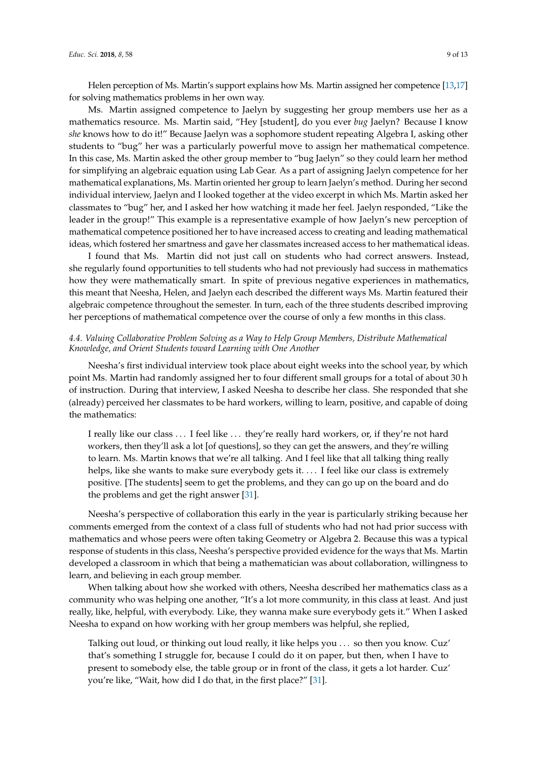Helen perception of Ms. Martin's support explains how Ms. Martin assigned her competence [13,17] for solving mathematics problems in her own way.

Ms. Martin assigned competence to Jaelyn by suggesting her group members use her as a mathematics resource. Ms. Martin said, "Hey [student], do you ever *bug* Jaelyn? Because I know *she* knows how to do it!" Because Jaelyn was a sophomore student repeating Algebra I, asking other students to "bug" her was a particularly powerful move to assign her mathematical competence. In this case, Ms. Martin asked the other group member to "bug Jaelyn" so they could learn her method for simplifying an algebraic equation using Lab Gear. As a part of assigning Jaelyn competence for her mathematical explanations, Ms. Martin oriented her group to learn Jaelyn's method. During her second individual interview, Jaelyn and I looked together at the video excerpt in which Ms. Martin asked her classmates to "bug" her, and I asked her how watching it made her feel. Jaelyn responded, "Like the leader in the group!" This example is a representative example of how Jaelyn's new perception of mathematical competence positioned her to have increased access to creating and leading mathematical ideas, which fostered her smartness and gave her classmates increased access to her mathematical ideas.

I found that Ms. Martin did not just call on students who had correct answers. Instead, she regularly found opportunities to tell students who had not previously had success in mathematics how they were mathematically smart. In spite of previous negative experiences in mathematics, this meant that Neesha, Helen, and Jaelyn each described the different ways Ms. Martin featured their algebraic competence throughout the semester. In turn, each of the three students described improving her perceptions of mathematical competence over the course of only a few months in this class.

### *4.4. Valuing Collaborative Problem Solving as a Way to Help Group Members, Distribute Mathematical Knowledge, and Orient Students toward Learning with One Another*

Neesha's first individual interview took place about eight weeks into the school year, by which point Ms. Martin had randomly assigned her to four different small groups for a total of about 30 h of instruction. During that interview, I asked Neesha to describe her class. She responded that she (already) perceived her classmates to be hard workers, willing to learn, positive, and capable of doing the mathematics:

> I really like our class ... I feel like ... they're really hard workers, or, if they're not hard workers, then they'll ask a lot [of questions], so they can get the answers, and they're willing to learn. Ms. Martin knows that we're all talking. And I feel like that all talking thing really helps, like she wants to make sure everybody gets it. ... I feel like our class is extremely positive. [The students] seem to get the problems, and they can go up on the board and do the problems and get the right answer [31].

Neesha's perspective of collaboration this early in the year is particularly striking because her comments emerged from the context of a class full of students who had not had prior success with mathematics and whose peers were often taking Geometry or Algebra 2. Because this was a typical response of students in this class, Neesha's perspective provided evidence for the ways that Ms. Martin developed a classroom in which that being a mathematician was about collaboration, willingness to learn, and believing in each group member.

When talking about how she worked with others, Neesha described her mathematics class as a community who was helping one another, "It's a lot more community, in this class at least. And just really, like, helpful, with everybody. Like, they wanna make sure everybody gets it." When I asked Neesha to expand on how working with her group members was helpful, she replied,

> Talking out loud, or thinking out loud really, it like helps you ... so then you know. Cuz' that's something I struggle for, because I could do it on paper, but then, when I have to present to somebody else, the table group or in front of the class, it gets a lot harder. Cuz' you're like, "Wait, how did I do that, in the first place?" [31].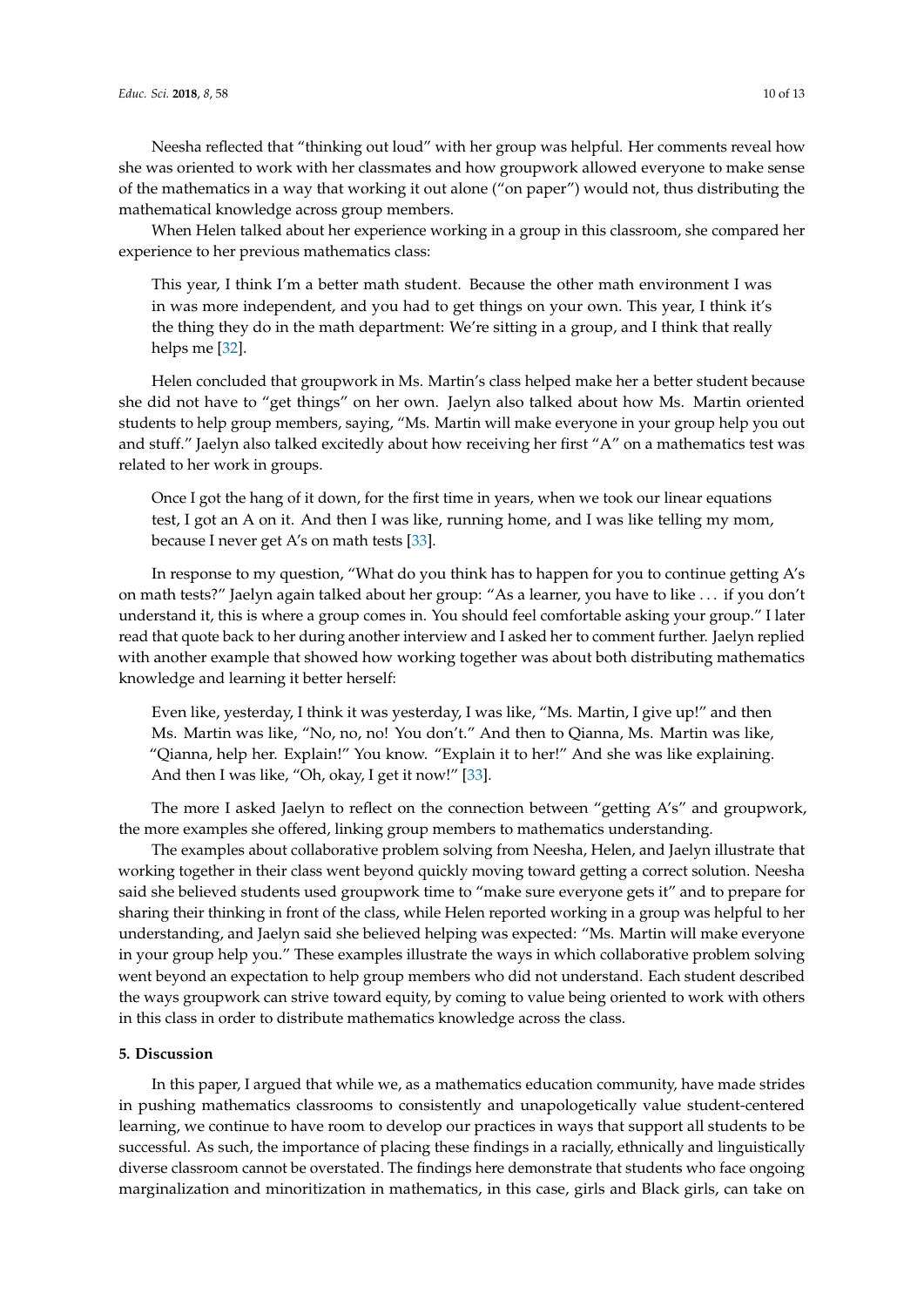Neesha reflected that "thinking out loud" with her group was helpful. Her comments reveal how she was oriented to work with her classmates and how groupwork allowed everyone to make sense of the mathematics in a way that working it out alone ("on paper") would not, thus distributing the mathematical knowledge across group members.

When Helen talked about her experience working in a group in this classroom, she compared her experience to her previous mathematics class:

> This year, I think I'm a better math student. Because the other math environment I was in was more independent, and you had to get things on your own. This year, I think it's the thing they do in the math department: We're sitting in a group, and I think that really helps me [32].

Helen concluded that groupwork in Ms. Martin's class helped make her a better student because she did not have to "get things" on her own. Jaelyn also talked about how Ms. Martin oriented students to help group members, saying, "Ms. Martin will make everyone in your group help you out and stuff." Jaelyn also talked excitedly about how receiving her first "A" on a mathematics test was related to her work in groups.

> Once I got the hang of it down, for the first time in years, when we took our linear equations test, I got an A on it. And then I was like, running home, and I was like telling my mom, because I never get A's on math tests [33].

In response to my question, "What do you think has to happen for you to continue getting A's on math tests?" Jaelyn again talked about her group: "As a learner, you have to like . . . if you don't understand it, this is where a group comes in. You should feel comfortable asking your group." I later read that quote back to her during another interview and I asked her to comment further. Jaelyn replied with another example that showed how working together was about both distributing mathematics knowledge and learning it better herself:

> Even like, yesterday, I think it was yesterday, I was like, "Ms. Martin, I give up!" and then Ms. Martin was like, "No, no, no! You don't." And then to Qianna, Ms. Martin was like, "Qianna, help her. Explain!" You know. "Explain it to her!" And she was like explaining. And then I was like, "Oh, okay, I get it now!" [33].

The more I asked Jaelyn to reflect on the connection between "getting A's" and groupwork, the more examples she offered, linking group members to mathematics understanding.

The examples about collaborative problem solving from Neesha, Helen, and Jaelyn illustrate that working together in their class went beyond quickly moving toward getting a correct solution. Neesha said she believed students used groupwork time to "make sure everyone gets it" and to prepare for sharing their thinking in front of the class, while Helen reported working in a group was helpful to her understanding, and Jaelyn said she believed helping was expected: "Ms. Martin will make everyone in your group help you." These examples illustrate the ways in which collaborative problem solving went beyond an expectation to help group members who did not understand. Each student described the ways groupwork can strive toward equity, by coming to value being oriented to work with others in this class in order to distribute mathematics knowledge across the class.

## 5. Discussion

In this paper, I argued that while we, as a mathematics education community, have made strides in pushing mathematics classrooms to consistently and unapologetically value student-centered learning, we continue to have room to develop our practices in ways that support all students to be successful. As such, the importance of placing these findings in a racially, ethnically and linguistically diverse classroom cannot be overstated. The findings here demonstrate that students who face ongoing marginalization and minoritization in mathematics, in this case, girls and Black girls, can take on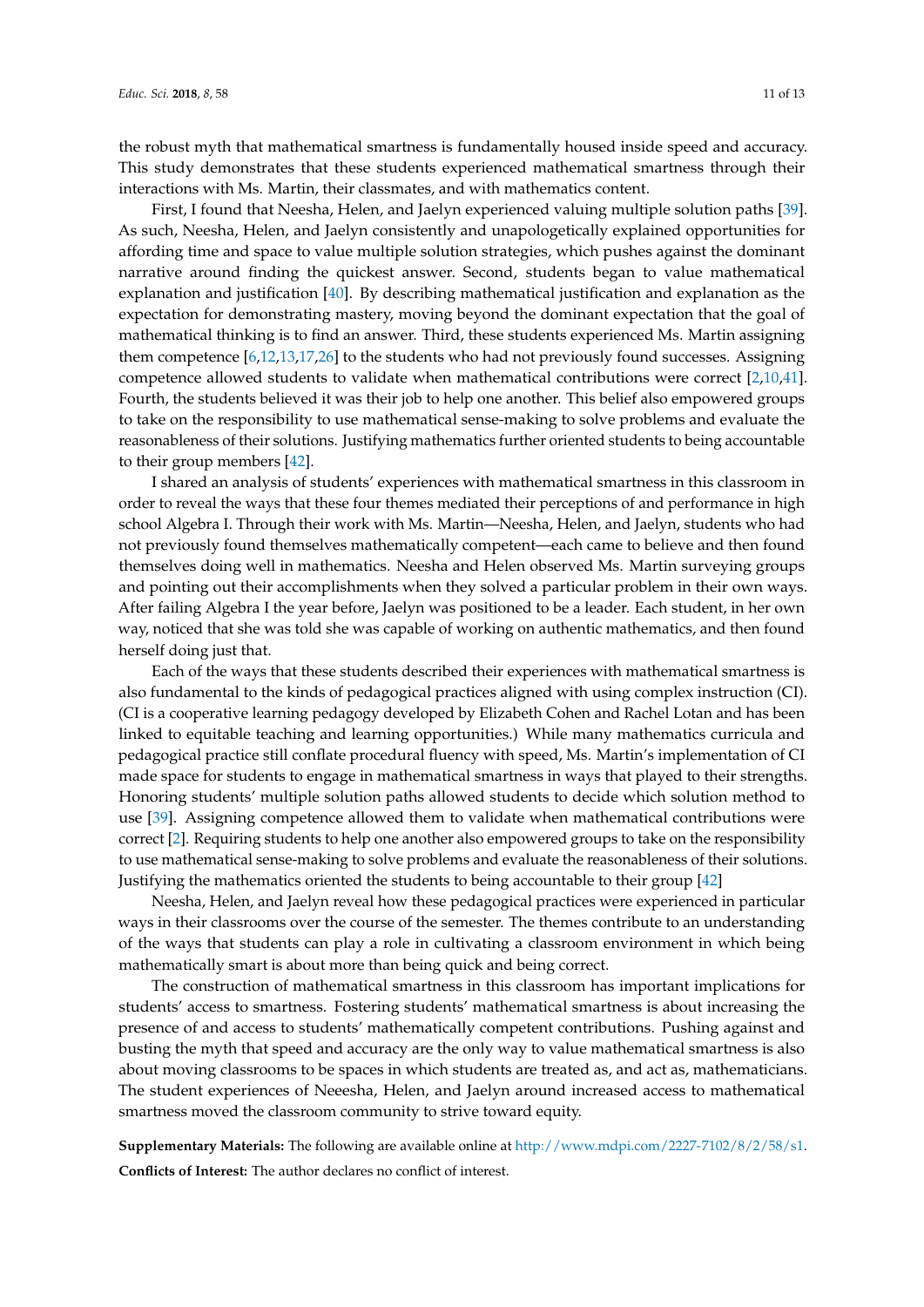the robust myth that mathematical smartness is fundamentally housed inside speed and accuracy. This study demonstrates that these students experienced mathematical smartness through their interactions with Ms. Martin, their classmates, and with mathematics content.

First, I found that Neesha, Helen, and Jaelyn experienced valuing multiple solution paths [39]. As such, Neesha, Helen, and Jaelyn consistently and unapologetically explained opportunities for affording time and space to value multiple solution strategies, which pushes against the dominant narrative around finding the quickest answer. Second, students began to value mathematical explanation and justification [40]. By describing mathematical justification and explanation as the expectation for demonstrating mastery, moving beyond the dominant expectation that the goal of mathematical thinking is to find an answer. Third, these students experienced Ms. Martin assigning them competence [6,12,13,17,26] to the students who had not previously found successes. Assigning competence allowed students to validate when mathematical contributions were correct [2,10,41]. Fourth, the students believed it was their job to help one another. This belief also empowered groups to take on the responsibility to use mathematical sense-making to solve problems and evaluate the reasonableness of their solutions. Justifying mathematics further oriented students to being accountable to their group members [42].

I shared an analysis of students' experiences with mathematical smartness in this classroom in order to reveal the ways that these four themes mediated their perceptions of and performance in high school Algebra I. Through their work with Ms. Martin—Neesha, Helen, and Jaelyn, students who had not previously found themselves mathematically competent—each came to believe and then found themselves doing well in mathematics. Neesha and Helen observed Ms. Martin surveying groups and pointing out their accomplishments when they solved a particular problem in their own ways. After failing Algebra I the year before, Jaelyn was positioned to be a leader. Each student, in her own way, noticed that she was told she was capable of working on authentic mathematics, and then found herself doing just that.

Each of the ways that these students described their experiences with mathematical smartness is also fundamental to the kinds of pedagogical practices aligned with using complex instruction (CI). (CI is a cooperative learning pedagogy developed by Elizabeth Cohen and Rachel Lotan and has been linked to equitable teaching and learning opportunities.) While many mathematics curricula and pedagogical practice still conflate procedural fluency with speed, Ms. Martin's implementation of CI made space for students to engage in mathematical smartness in ways that played to their strengths. Honoring students' multiple solution paths allowed students to decide which solution method to use [39]. Assigning competence allowed them to validate when mathematical contributions were correct [2]. Requiring students to help one another also empowered groups to take on the responsibility to use mathematical sense-making to solve problems and evaluate the reasonableness of their solutions. Justifying the mathematics oriented the students to being accountable to their group [42]

Neesha, Helen, and Jaelyn reveal how these pedagogical practices were experienced in particular ways in their classrooms over the course of the semester. The themes contribute to an understanding of the ways that students can play a role in cultivating a classroom environment in which being mathematically smart is about more than being quick and being correct.

The construction of mathematical smartness in this classroom has important implications for students' access to smartness. Fostering students' mathematical smartness is about increasing the presence of and access to students' mathematically competent contributions. Pushing against and busting the myth that speed and accuracy are the only way to value mathematical smartness is also about moving classrooms to be spaces in which students are treated as, and act as, mathematicians. The student experiences of Neeesha, Helen, and Jaelyn around increased access to mathematical smartness moved the classroom community to strive toward equity.

**Supplementary Materials:** The following are available online at http://www.mdpi.com/2227-7102/8/2/58/s1.

**Conflicts of Interest:** The author declares no conflict of interest.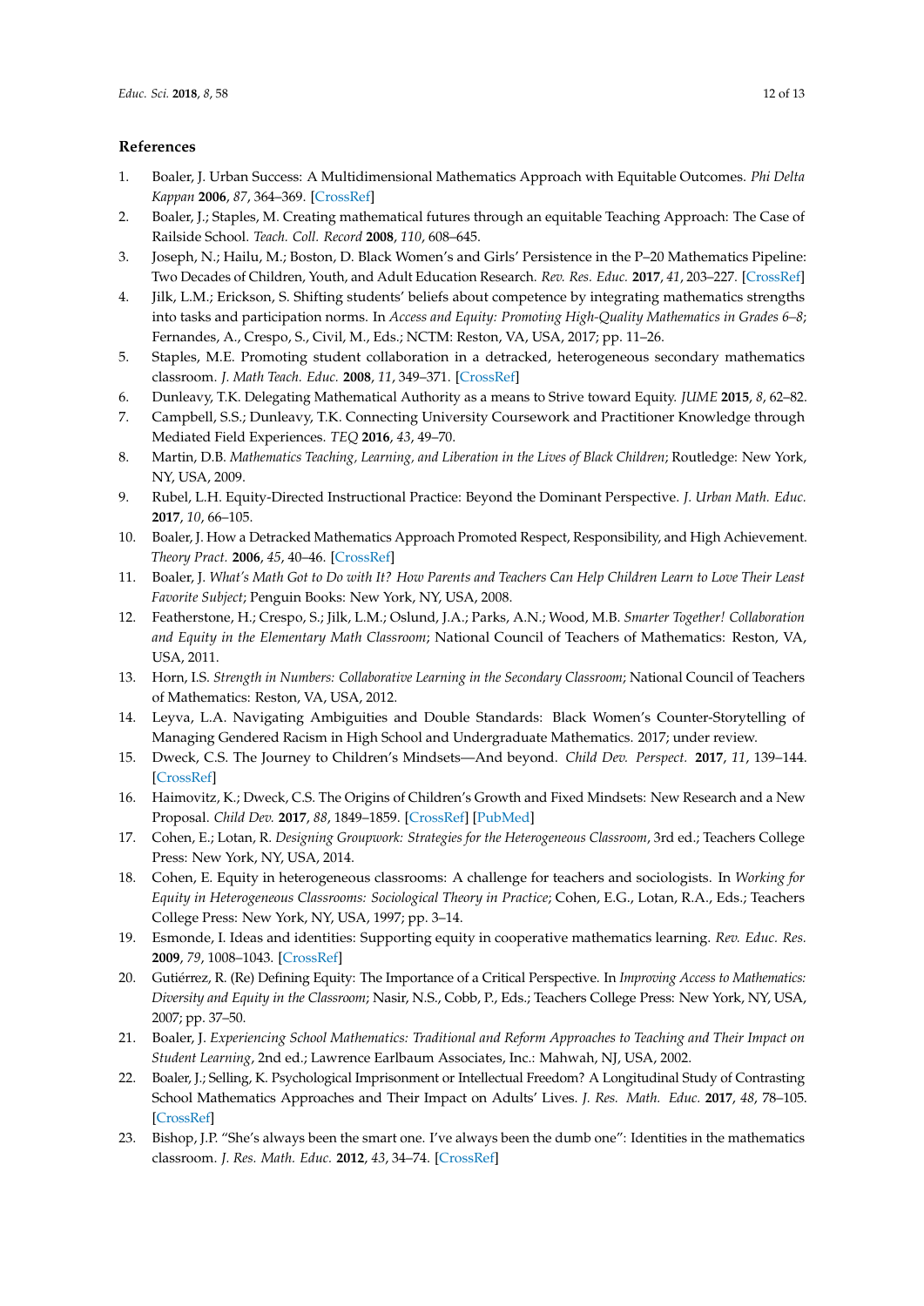## References

1. Boaler, J. Urban Success: A Multidimensional Mathematics Approach with Equitable Outcomes. *Phi Delta Kappan* **2006**, *87*, 364–369. [CrossRef]
2. Boaler, J.; Staples, M. Creating mathematical futures through an equitable Teaching Approach: The Case of Railside School. *Teach. Coll. Record* **2008**, *110*, 608–645.
3. Joseph, N.; Hailu, M.; Boston, D. Black Women's and Girls' Persistence in the P–20 Mathematics Pipeline: Two Decades of Children, Youth, and Adult Education Research. *Rev. Res. Educ.* **2017**, *41*, 203–227. [CrossRef]
4. Jilk, L.M.; Erickson, S. Shifting students' beliefs about competence by integrating mathematics strengths into tasks and participation norms. In *Access and Equity: Promoting High-Quality Mathematics in Grades 6–8*; Fernandes, A., Crespo, S., Civil, M., Eds.; NCTM: Reston, VA, USA, 2017; pp. 11–26.
5. Staples, M.E. Promoting student collaboration in a detracked, heterogeneous secondary mathematics classroom. *J. Math Teach. Educ.* **2008**, *11*, 349–371. [CrossRef]
6. Dunleavy, T.K. Delegating Mathematical Authority as a means to Strive toward Equity. *JUME* **2015**, *8*, 62–82.
7. Campbell, S.S.; Dunleavy, T.K. Connecting University Coursework and Practitioner Knowledge through Mediated Field Experiences. *TEQ* **2016**, *43*, 49–70.
8. Martin, D.B. *Mathematics Teaching, Learning, and Liberation in the Lives of Black Children*; Routledge: New York, NY, USA, 2009.
9. Rubel, L.H. Equity-Directed Instructional Practice: Beyond the Dominant Perspective. *J. Urban Math. Educ.* **2017**, *10*, 66–105.
10. Boaler, J. How a Detracked Mathematics Approach Promoted Respect, Responsibility, and High Achievement. *Theory Pract.* **2006**, *45*, 40–46. [CrossRef]
11. Boaler, J. *What's Math Got to Do with It? How Parents and Teachers Can Help Children Learn to Love Their Least Favorite Subject*; Penguin Books: New York, NY, USA, 2008.
12. Featherstone, H.; Crespo, S.; Jilk, L.M.; Oslund, J.A.; Parks, A.N.; Wood, M.B. *Smarter Together! Collaboration and Equity in the Elementary Math Classroom*; National Council of Teachers of Mathematics: Reston, VA, USA, 2011.
13. Horn, I.S. *Strength in Numbers: Collaborative Learning in the Secondary Classroom*; National Council of Teachers of Mathematics: Reston, VA, USA, 2012.
14. Leyva, L.A. Navigating Ambiguities and Double Standards: Black Women's Counter-Storytelling of Managing Gendered Racism in High School and Undergraduate Mathematics. 2017; under review.
15. Dweck, C.S. The Journey to Children's Mindsets—And beyond. *Child Dev. Perspect.* **2017**, *11*, 139–144. [CrossRef]
16. Haimovitz, K.; Dweck, C.S. The Origins of Children's Growth and Fixed Mindsets: New Research and a New Proposal. *Child Dev.* **2017**, *88*, 1849–1859. [CrossRef] [PubMed]
17. Cohen, E.; Lotan, R. *Designing Groupwork: Strategies for the Heterogeneous Classroom*, 3rd ed.; Teachers College Press: New York, NY, USA, 2014.
18. Cohen, E. Equity in heterogeneous classrooms: A challenge for teachers and sociologists. In *Working for Equity in Heterogeneous Classrooms: Sociological Theory in Practice*; Cohen, E.G., Lotan, R.A., Eds.; Teachers College Press: New York, NY, USA, 1997; pp. 3–14.
19. Esmonde, I. Ideas and identities: Supporting equity in cooperative mathematics learning. *Rev. Educ. Res.* **2009**, *79*, 1008–1043. [CrossRef]
20. Gutiérrez, R. (Re) Defining Equity: The Importance of a Critical Perspective. In *Improving Access to Mathematics: Diversity and Equity in the Classroom*; Nasir, N.S., Cobb, P., Eds.; Teachers College Press: New York, NY, USA, 2007; pp. 37–50.
21. Boaler, J. *Experiencing School Mathematics: Traditional and Reform Approaches to Teaching and Their Impact on Student Learning*, 2nd ed.; Lawrence Earlbaum Associates, Inc.: Mahwah, NJ, USA, 2002.
22. Boaler, J.; Selling, K. Psychological Imprisonment or Intellectual Freedom? A Longitudinal Study of Contrasting School Mathematics Approaches and Their Impact on Adults' Lives. *J. Res. Math. Educ.* **2017**, *48*, 78–105. [CrossRef]
23. Bishop, J.P. "She's always been the smart one. I've always been the dumb one": Identities in the mathematics classroom. *J. Res. Math. Educ.* **2012**, *43*, 34–74. [CrossRef]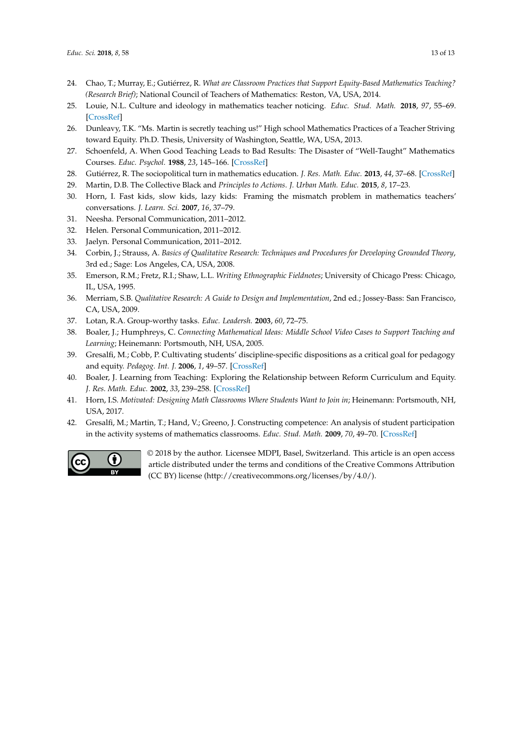24. Chao, T.; Murray, E.; Gutiérrez, R. *What are Classroom Practices that Support Equity-Based Mathematics Teaching? (Research Brief)*; National Council of Teachers of Mathematics: Reston, VA, USA, 2014.
25. Louie, N.L. Culture and ideology in mathematics teacher noticing. *Educ. Stud. Math.* **2018**, *97*, 55–69. [CrossRef]
26. Dunleavy, T.K. "Ms. Martin is secretly teaching us!" High school Mathematics Practices of a Teacher Striving toward Equity. Ph.D. Thesis, University of Washington, Seattle, WA, USA, 2013.
27. Schoenfeld, A. When Good Teaching Leads to Bad Results: The Disaster of "Well-Taught" Mathematics Courses. *Educ. Psychol.* **1988**, *23*, 145–166. [CrossRef]
28. Gutiérrez, R. The sociopolitical turn in mathematics education. *J. Res. Math. Educ.* **2013**, *44*, 37–68. [CrossRef]
29. Martin, D.B. The Collective Black and *Principles to Actions*. *J. Urban Math. Educ.* **2015**, *8*, 17–23.
30. Horn, I. Fast kids, slow kids, lazy kids: Framing the mismatch problem in mathematics teachers' conversations. *J. Learn. Sci.* **2007**, *16*, 37–79.
31. Neesha. Personal Communication, 2011–2012.
32. Helen. Personal Communication, 2011–2012.
33. Jaelyn. Personal Communication, 2011–2012.
34. Corbin, J.; Strauss, A. *Basics of Qualitative Research: Techniques and Procedures for Developing Grounded Theory*, 3rd ed.; Sage: Los Angeles, CA, USA, 2008.
35. Emerson, R.M.; Fretz, R.I.; Shaw, L.L. *Writing Ethnographic Fieldnotes*; University of Chicago Press: Chicago, IL, USA, 1995.
36. Merriam, S.B. *Qualitative Research: A Guide to Design and Implementation*, 2nd ed.; Jossey-Bass: San Francisco, CA, USA, 2009.
37. Lotan, R.A. Group-worthy tasks. *Educ. Leadersh.* **2003**, *60*, 72–75.
38. Boaler, J.; Humphreys, C. *Connecting Mathematical Ideas: Middle School Video Cases to Support Teaching and Learning*; Heinemann: Portsmouth, NH, USA, 2005.
39. Gresalfi, M.; Cobb, P. Cultivating students' discipline-specific dispositions as a critical goal for pedagogy and equity. *Pedagog. Int. J.* **2006**, *1*, 49–57. [CrossRef]
40. Boaler, J. Learning from Teaching: Exploring the Relationship between Reform Curriculum and Equity. *J. Res. Math. Educ.* **2002**, *33*, 239–258. [CrossRef]
41. Horn, I.S. *Motivated: Designing Math Classrooms Where Students Want to Join in*; Heinemann: Portsmouth, NH, USA, 2017.
42. Gresalfi, M.; Martin, T.; Hand, V.; Greeno, J. Constructing competence: An analysis of student participation in the activity systems of mathematics classrooms. *Educ. Stud. Math.* **2009**, *70*, 49–70. [CrossRef]

© 2018 by the author. Licensee MDPI, Basel, Switzerland. This article is an open access article distributed under the terms and conditions of the Creative Commons Attribution (CC BY) license (http://creativecommons.org/licenses/by/4.0/).